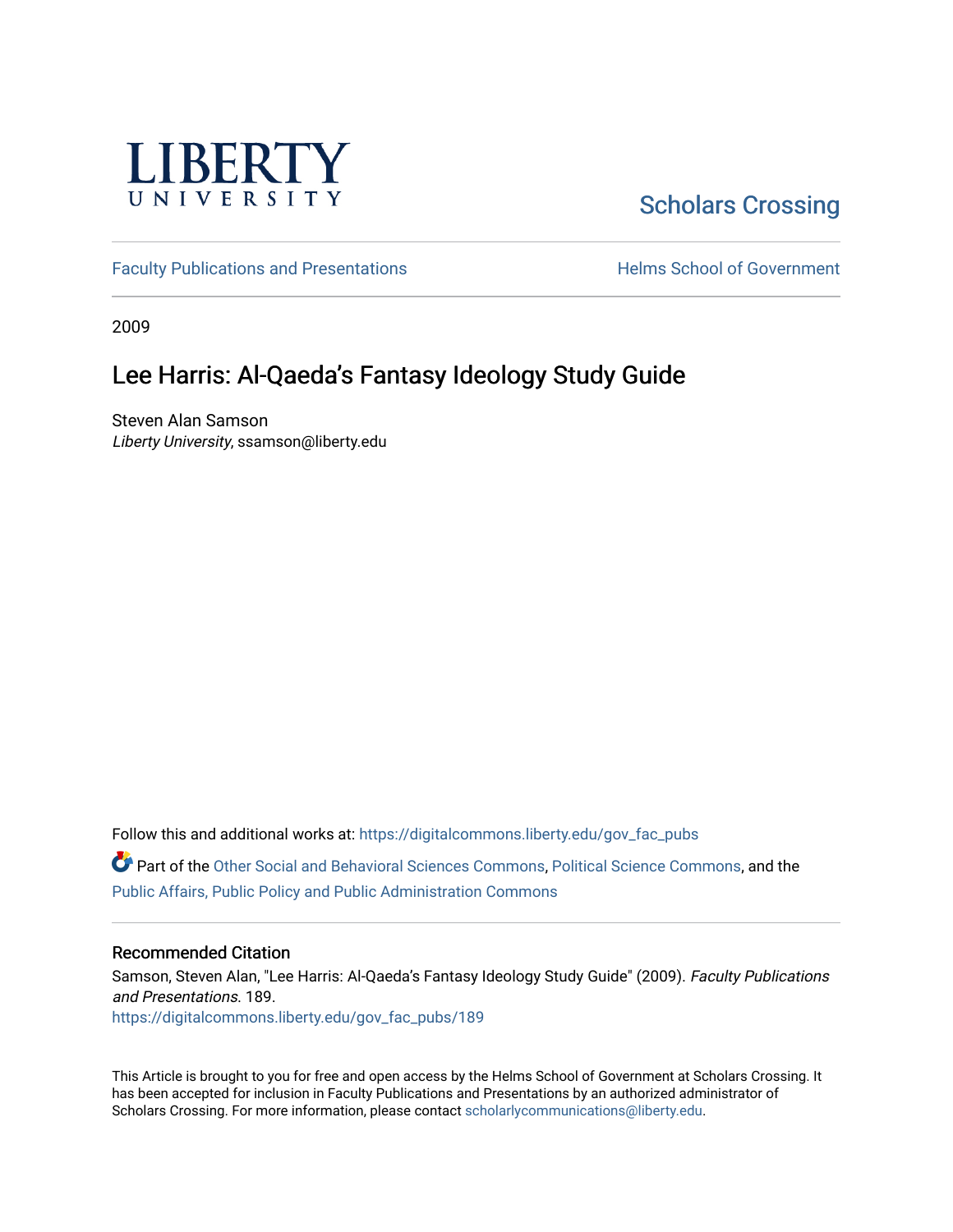LIBERTY UNIVERSITY

Scholars Crossing

Faculty Publications and Presentations | Helms School of Government

2009

# Lee Harris: Al-Qaeda's Fantasy Ideology Study Guide

Steven Alan Samson
*Liberty University*, ssamson@liberty.edu

Follow this and additional works at: https://digitalcommons.liberty.edu/gov_fac_pubs

Part of the Other Social and Behavioral Sciences Commons, Political Science Commons, and the Public Affairs, Public Policy and Public Administration Commons

## Recommended Citation

Samson, Steven Alan, "Lee Harris: Al-Qaeda's Fantasy Ideology Study Guide" (2009). *Faculty Publications and Presentations*. 189.
https://digitalcommons.liberty.edu/gov_fac_pubs/189

This Article is brought to you for free and open access by the Helms School of Government at Scholars Crossing. It has been accepted for inclusion in Faculty Publications and Presentations by an authorized administrator of Scholars Crossing. For more information, please contact scholarlycommunications@liberty.edu.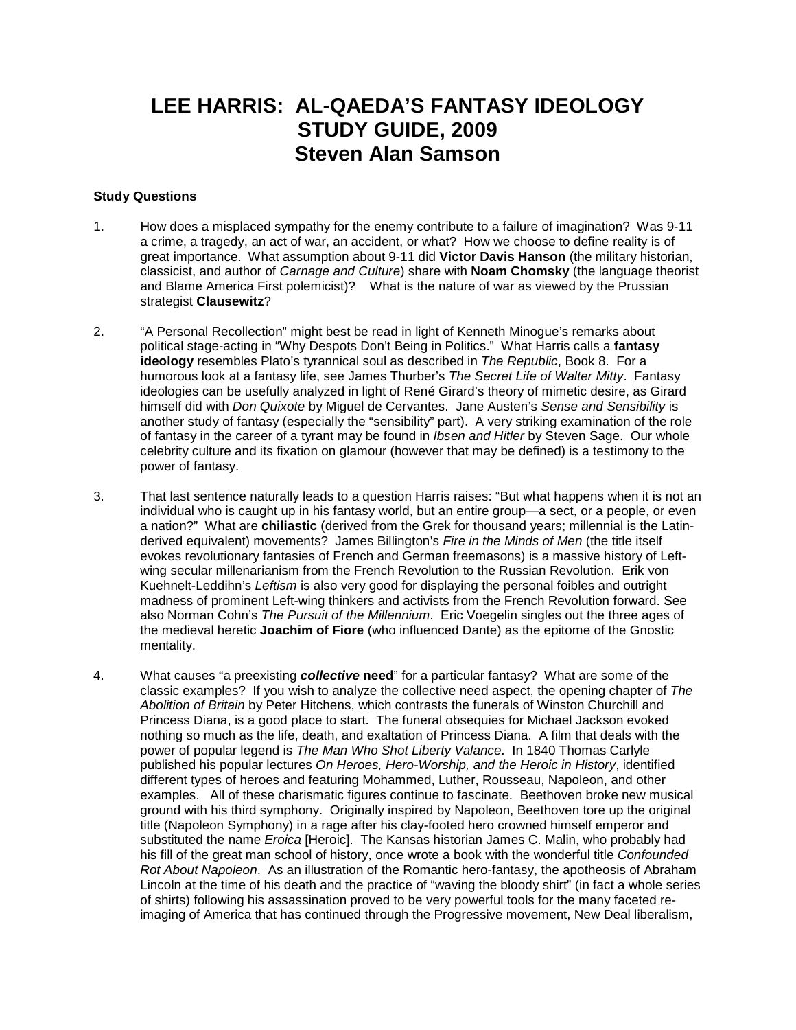# LEE HARRIS: AL-QAEDA'S FANTASY IDEOLOGY STUDY GUIDE, 2009 Steven Alan Samson

### Study Questions

1. How does a misplaced sympathy for the enemy contribute to a failure of imagination? Was 9-11 a crime, a tragedy, an act of war, an accident, or what? How we choose to define reality is of great importance. What assumption about 9-11 did **Victor Davis Hanson** (the military historian, classicist, and author of *Carnage and Culture*) share with **Noam Chomsky** (the language theorist and Blame America First polemicist)? What is the nature of war as viewed by the Prussian strategist **Clausewitz**?

2. "A Personal Recollection" might best be read in light of Kenneth Minogue's remarks about political stage-acting in "Why Despots Don't Being in Politics." What Harris calls a **fantasy ideology** resembles Plato's tyrannical soul as described in *The Republic*, Book 8. For a humorous look at a fantasy life, see James Thurber's *The Secret Life of Walter Mitty*. Fantasy ideologies can be usefully analyzed in light of René Girard's theory of mimetic desire, as Girard himself did with *Don Quixote* by Miguel de Cervantes. Jane Austen's *Sense and Sensibility* is another study of fantasy (especially the "sensibility" part). A very striking examination of the role of fantasy in the career of a tyrant may be found in *Ibsen and Hitler* by Steven Sage. Our whole celebrity culture and its fixation on glamour (however that may be defined) is a testimony to the power of fantasy.

3. That last sentence naturally leads to a question Harris raises: "But what happens when it is not an individual who is caught up in his fantasy world, but an entire group—a sect, or a people, or even a nation?" What are **chiliastic** (derived from the Grek for thousand years; millennial is the Latin-derived equivalent) movements? James Billington's *Fire in the Minds of Men* (the title itself evokes revolutionary fantasies of French and German freemasons) is a massive history of Left-wing secular millenarianism from the French Revolution to the Russian Revolution. Erik von Kuehnelt-Leddihn's *Leftism* is also very good for displaying the personal foibles and outright madness of prominent Left-wing thinkers and activists from the French Revolution forward. See also Norman Cohn's *The Pursuit of the Millennium*. Eric Voegelin singles out the three ages of the medieval heretic **Joachim of Fiore** (who influenced Dante) as the epitome of the Gnostic mentality.

4. What causes "a preexisting ***collective*** **need**" for a particular fantasy? What are some of the classic examples? If you wish to analyze the collective need aspect, the opening chapter of *The Abolition of Britain* by Peter Hitchens, which contrasts the funerals of Winston Churchill and Princess Diana, is a good place to start. The funeral obsequies for Michael Jackson evoked nothing so much as the life, death, and exaltation of Princess Diana. A film that deals with the power of popular legend is *The Man Who Shot Liberty Valance*. In 1840 Thomas Carlyle published his popular lectures *On Heroes, Hero-Worship, and the Heroic in History*, identified different types of heroes and featuring Mohammed, Luther, Rousseau, Napoleon, and other examples. All of these charismatic figures continue to fascinate. Beethoven broke new musical ground with his third symphony. Originally inspired by Napoleon, Beethoven tore up the original title (Napoleon Symphony) in a rage after his clay-footed hero crowned himself emperor and substituted the name *Eroica* [Heroic]. The Kansas historian James C. Malin, who probably had his fill of the great man school of history, once wrote a book with the wonderful title *Confounded Rot About Napoleon*. As an illustration of the Romantic hero-fantasy, the apotheosis of Abraham Lincoln at the time of his death and the practice of "waving the bloody shirt" (in fact a whole series of shirts) following his assassination proved to be very powerful tools for the many faceted re-imaging of America that has continued through the Progressive movement, New Deal liberalism,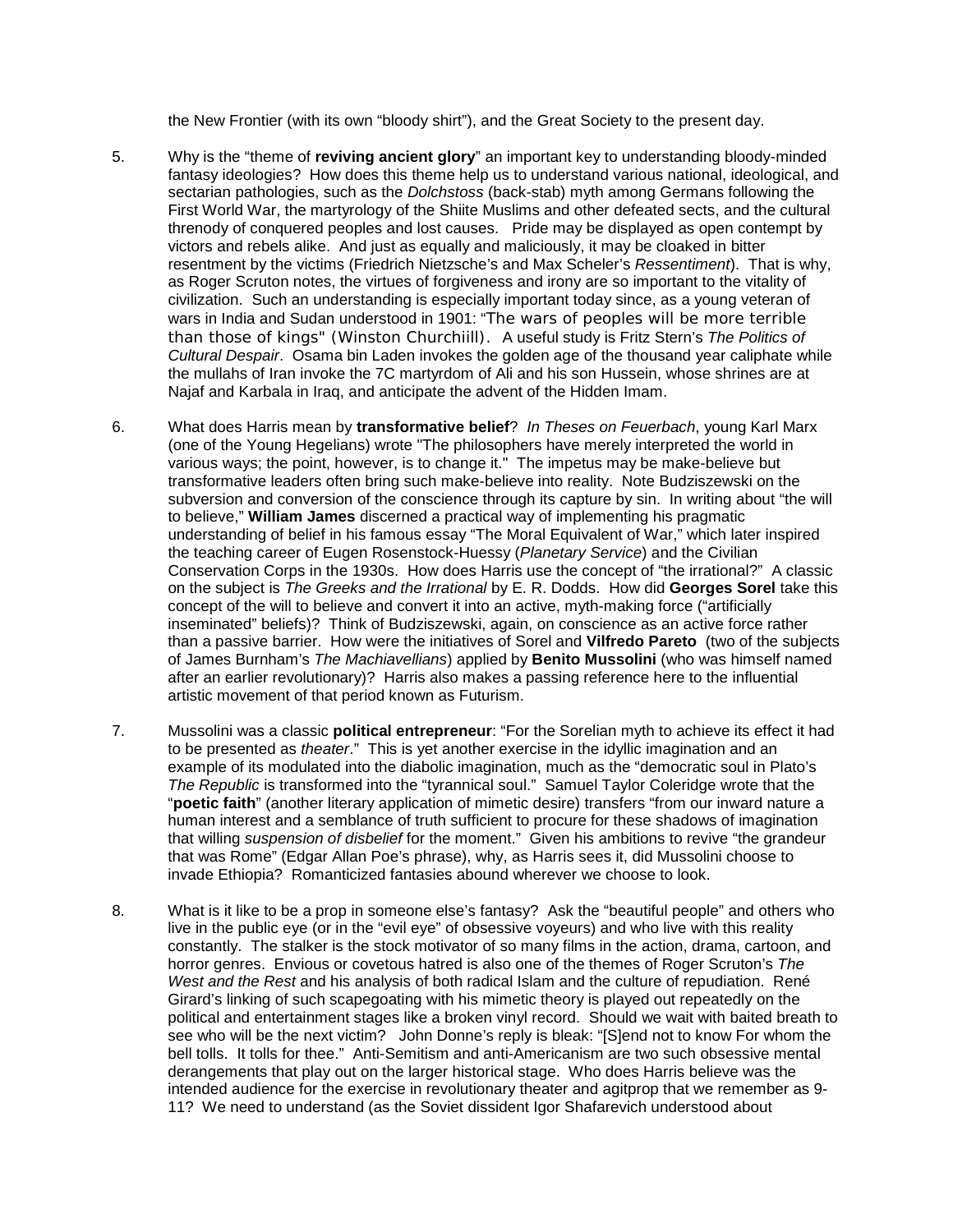the New Frontier (with its own "bloody shirt"), and the Great Society to the present day.

5. Why is the "theme of **reviving ancient glory**" an important key to understanding bloody-minded fantasy ideologies? How does this theme help us to understand various national, ideological, and sectarian pathologies, such as the *Dolchstoss* (back-stab) myth among Germans following the First World War, the martyrology of the Shiite Muslims and other defeated sects, and the cultural threnody of conquered peoples and lost causes. Pride may be displayed as open contempt by victors and rebels alike. And just as equally and maliciously, it may be cloaked in bitter resentment by the victims (Friedrich Nietzsche's and Max Scheler's *Ressentiment*). That is why, as Roger Scruton notes, the virtues of forgiveness and irony are so important to the vitality of civilization. Such an understanding is especially important today since, as a young veteran of wars in India and Sudan understood in 1901: "The wars of peoples will be more terrible than those of kings" (Winston Churchiill). A useful study is Fritz Stern's *The Politics of Cultural Despair*. Osama bin Laden invokes the golden age of the thousand year caliphate while the mullahs of Iran invoke the 7C martyrdom of Ali and his son Hussein, whose shrines are at Najaf and Karbala in Iraq, and anticipate the advent of the Hidden Imam.

6. What does Harris mean by **transformative belief**? *In Theses on Feuerbach*, young Karl Marx (one of the Young Hegelians) wrote "The philosophers have merely interpreted the world in various ways; the point, however, is to change it." The impetus may be make-believe but transformative leaders often bring such make-believe into reality. Note Budziszewski on the subversion and conversion of the conscience through its capture by sin. In writing about "the will to believe," **William James** discerned a practical way of implementing his pragmatic understanding of belief in his famous essay "The Moral Equivalent of War," which later inspired the teaching career of Eugen Rosenstock-Huessy (*Planetary Service*) and the Civilian Conservation Corps in the 1930s. How does Harris use the concept of "the irrational?" A classic on the subject is *The Greeks and the Irrational* by E. R. Dodds. How did **Georges Sorel** take this concept of the will to believe and convert it into an active, myth-making force ("artificially inseminated" beliefs)? Think of Budziszewski, again, on conscience as an active force rather than a passive barrier. How were the initiatives of Sorel and **Vilfredo Pareto** (two of the subjects of James Burnham's *The Machiavellians*) applied by **Benito Mussolini** (who was himself named after an earlier revolutionary)? Harris also makes a passing reference here to the influential artistic movement of that period known as Futurism.

7. Mussolini was a classic **political entrepreneur**: "For the Sorelian myth to achieve its effect it had to be presented as *theater*." This is yet another exercise in the idyllic imagination and an example of its modulated into the diabolic imagination, much as the "democratic soul in Plato's *The Republic* is transformed into the "tyrannical soul." Samuel Taylor Coleridge wrote that the "**poetic faith**" (another literary application of mimetic desire) transfers "from our inward nature a human interest and a semblance of truth sufficient to procure for these shadows of imagination that willing *suspension of disbelief* for the moment." Given his ambitions to revive "the grandeur that was Rome" (Edgar Allan Poe's phrase), why, as Harris sees it, did Mussolini choose to invade Ethiopia? Romanticized fantasies abound wherever we choose to look.

8. What is it like to be a prop in someone else's fantasy? Ask the "beautiful people" and others who live in the public eye (or in the "evil eye" of obsessive voyeurs) and who live with this reality constantly. The stalker is the stock motivator of so many films in the action, drama, cartoon, and horror genres. Envious or covetous hatred is also one of the themes of Roger Scruton's *The West and the Rest* and his analysis of both radical Islam and the culture of repudiation. René Girard's linking of such scapegoating with his mimetic theory is played out repeatedly on the political and entertainment stages like a broken vinyl record. Should we wait with baited breath to see who will be the next victim? John Donne's reply is bleak: "[S]end not to know For whom the bell tolls. It tolls for thee." Anti-Semitism and anti-Americanism are two such obsessive mental derangements that play out on the larger historical stage. Who does Harris believe was the intended audience for the exercise in revolutionary theater and agitprop that we remember as 9-11? We need to understand (as the Soviet dissident Igor Shafarevich understood about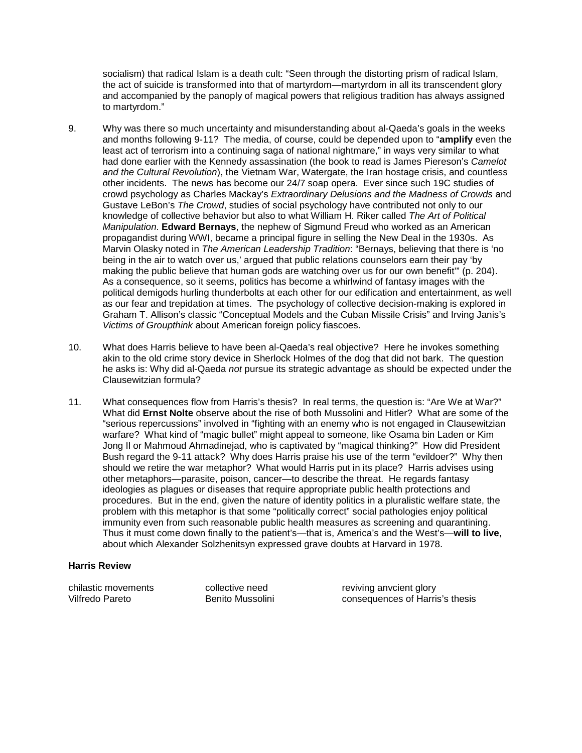socialism) that radical Islam is a death cult: "Seen through the distorting prism of radical Islam, the act of suicide is transformed into that of martyrdom—martyrdom in all its transcendent glory and accompanied by the panoply of magical powers that religious tradition has always assigned to martyrdom."

9. Why was there so much uncertainty and misunderstanding about al-Qaeda's goals in the weeks and months following 9-11? The media, of course, could be depended upon to "**amplify** even the least act of terrorism into a continuing saga of national nightmare," in ways very similar to what had done earlier with the Kennedy assassination (the book to read is James Piereson's *Camelot and the Cultural Revolution*), the Vietnam War, Watergate, the Iran hostage crisis, and countless other incidents. The news has become our 24/7 soap opera. Ever since such 19C studies of crowd psychology as Charles Mackay's *Extraordinary Delusions and the Madness of Crowds* and Gustave LeBon's *The Crowd*, studies of social psychology have contributed not only to our knowledge of collective behavior but also to what William H. Riker called *The Art of Political Manipulation*. **Edward Bernays**, the nephew of Sigmund Freud who worked as an American propagandist during WWI, became a principal figure in selling the New Deal in the 1930s. As Marvin Olasky noted in *The American Leadership Tradition*: "Bernays, believing that there is 'no being in the air to watch over us,' argued that public relations counselors earn their pay 'by making the public believe that human gods are watching over us for our own benefit'" (p. 204). As a consequence, so it seems, politics has become a whirlwind of fantasy images with the political demigods hurling thunderbolts at each other for our edification and entertainment, as well as our fear and trepidation at times. The psychology of collective decision-making is explored in Graham T. Allison's classic "Conceptual Models and the Cuban Missile Crisis" and Irving Janis's *Victims of Groupthink* about American foreign policy fiascoes.

10. What does Harris believe to have been al-Qaeda's real objective? Here he invokes something akin to the old crime story device in Sherlock Holmes of the dog that did not bark. The question he asks is: Why did al-Qaeda *not* pursue its strategic advantage as should be expected under the Clausewitzian formula?

11. What consequences flow from Harris's thesis? In real terms, the question is: "Are We at War?" What did **Ernst Nolte** observe about the rise of both Mussolini and Hitler? What are some of the "serious repercussions" involved in "fighting with an enemy who is not engaged in Clausewitzian warfare? What kind of "magic bullet" might appeal to someone, like Osama bin Laden or Kim Jong Il or Mahmoud Ahmadinejad, who is captivated by "magical thinking?" How did President Bush regard the 9-11 attack? Why does Harris praise his use of the term "evildoer?" Why then should we retire the war metaphor? What would Harris put in its place? Harris advises using other metaphors—parasite, poison, cancer—to describe the threat. He regards fantasy ideologies as plagues or diseases that require appropriate public health protections and procedures. But in the end, given the nature of identity politics in a pluralistic welfare state, the problem with this metaphor is that some "politically correct" social pathologies enjoy political immunity even from such reasonable public health measures as screening and quarantining. Thus it must come down finally to the patient's—that is, America's and the West's—**will to live**, about which Alexander Solzhenitsyn expressed grave doubts at Harvard in 1978.

**Harris Review**

| | | |
|---|---|---|
| chilastic movements | collective need | reviving anvcient glory |
| Vilfredo Pareto | Benito Mussolini | consequences of Harris's thesis |